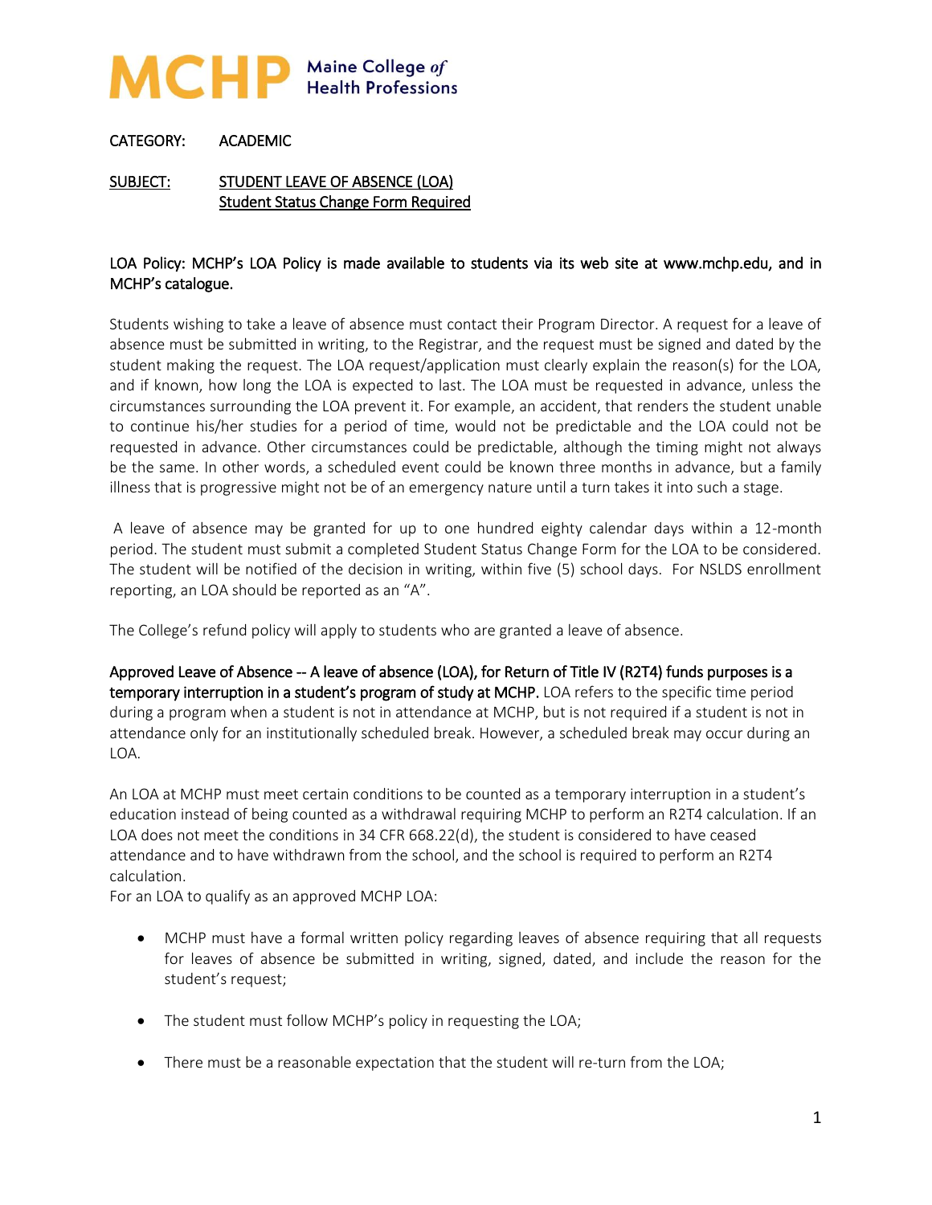# MCHP Maine College of Health Professions

CATEGORY: ACADEMIC

SUBJECT: <u>STUDENT LEAVE OF ABSENCE (LOA)</u>
<u>Student Status Change Form Required</u>

LOA Policy: MCHP's LOA Policy is made available to students via its web site at www.mchp.edu, and in MCHP's catalogue.

Students wishing to take a leave of absence must contact their Program Director. A request for a leave of absence must be submitted in writing, to the Registrar, and the request must be signed and dated by the student making the request. The LOA request/application must clearly explain the reason(s) for the LOA, and if known, how long the LOA is expected to last. The LOA must be requested in advance, unless the circumstances surrounding the LOA prevent it. For example, an accident, that renders the student unable to continue his/her studies for a period of time, would not be predictable and the LOA could not be requested in advance. Other circumstances could be predictable, although the timing might not always be the same. In other words, a scheduled event could be known three months in advance, but a family illness that is progressive might not be of an emergency nature until a turn takes it into such a stage.

A leave of absence may be granted for up to one hundred eighty calendar days within a 12-month period. The student must submit a completed Student Status Change Form for the LOA to be considered. The student will be notified of the decision in writing, within five (5) school days. For NSLDS enrollment reporting, an LOA should be reported as an "A".

The College's refund policy will apply to students who are granted a leave of absence.

Approved Leave of Absence -- A leave of absence (LOA), for Return of Title IV (R2T4) funds purposes is a temporary interruption in a student's program of study at MCHP. LOA refers to the specific time period during a program when a student is not in attendance at MCHP, but is not required if a student is not in attendance only for an institutionally scheduled break. However, a scheduled break may occur during an LOA.

An LOA at MCHP must meet certain conditions to be counted as a temporary interruption in a student's education instead of being counted as a withdrawal requiring MCHP to perform an R2T4 calculation. If an LOA does not meet the conditions in 34 CFR 668.22(d), the student is considered to have ceased attendance and to have withdrawn from the school, and the school is required to perform an R2T4 calculation.

For an LOA to qualify as an approved MCHP LOA:

- MCHP must have a formal written policy regarding leaves of absence requiring that all requests for leaves of absence be submitted in writing, signed, dated, and include the reason for the student's request;
- The student must follow MCHP's policy in requesting the LOA;
- There must be a reasonable expectation that the student will re-turn from the LOA;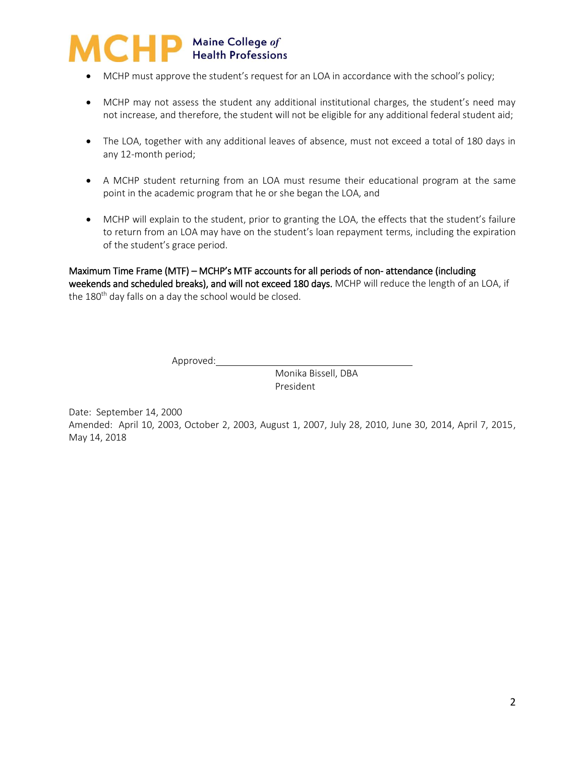- MCHP must approve the student's request for an LOA in accordance with the school's policy;

- MCHP may not assess the student any additional institutional charges, the student's need may not increase, and therefore, the student will not be eligible for any additional federal student aid;

- The LOA, together with any additional leaves of absence, must not exceed a total of 180 days in any 12-month period;

- A MCHP student returning from an LOA must resume their educational program at the same point in the academic program that he or she began the LOA, and

- MCHP will explain to the student, prior to granting the LOA, the effects that the student's failure to return from an LOA may have on the student's loan repayment terms, including the expiration of the student's grace period.

**Maximum Time Frame (MTF) – MCHP's MTF accounts for all periods of non- attendance (including weekends and scheduled breaks), and will not exceed 180 days.** MCHP will reduce the length of an LOA, if the 180th day falls on a day the school would be closed.

Approved:\_\_\_\_\_\_\_\_\_\_\_\_\_\_\_\_\_\_\_\_\_\_\_\_\_\_\_\_\_\_\_\_\_\_\_\_

Monika Bissell, DBA
President

Date: September 14, 2000
Amended: April 10, 2003, October 2, 2003, August 1, 2007, July 28, 2010, June 30, 2014, April 7, 2015, May 14, 2018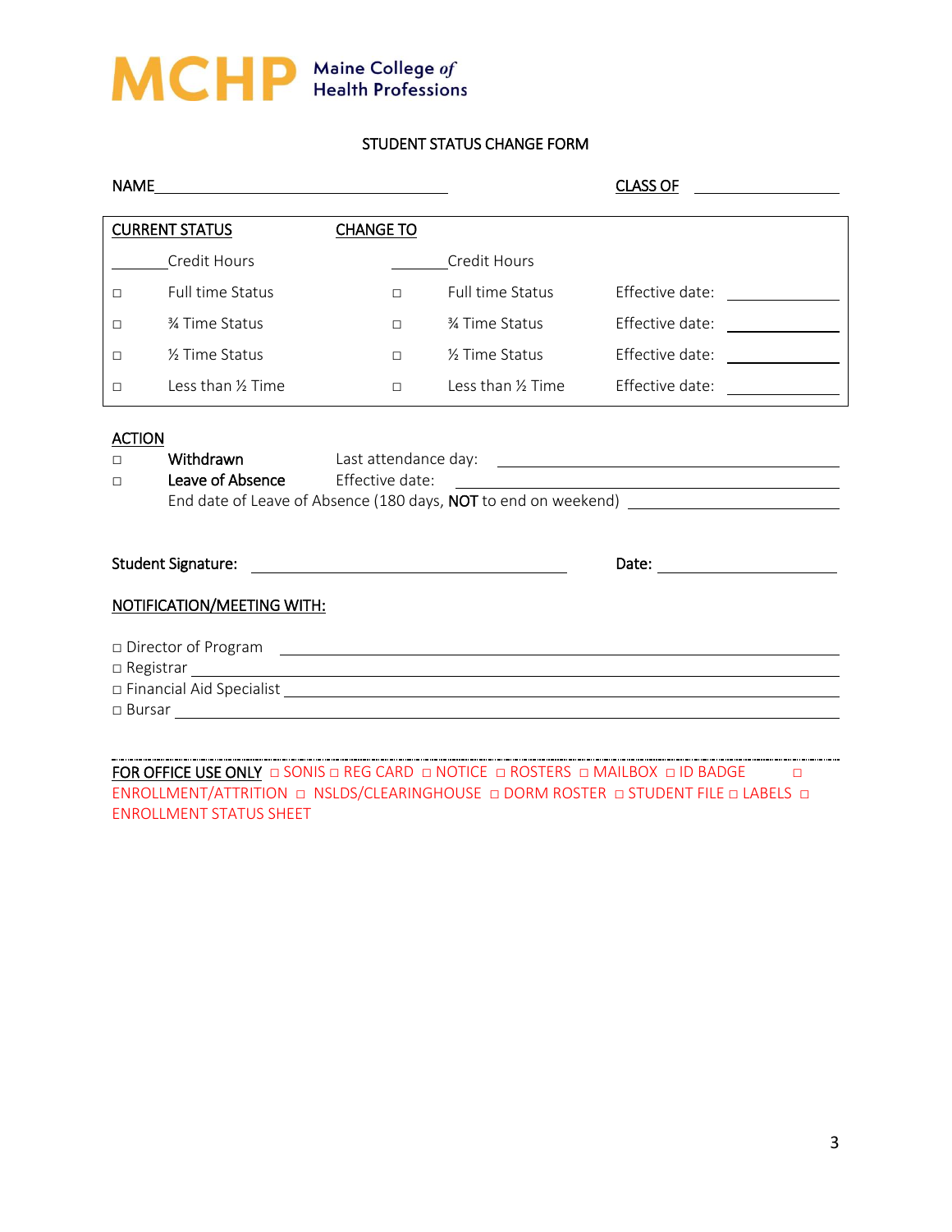MCHP Maine College of Health Professions

## STUDENT STATUS CHANGE FORM

NAME\_\_\_\_\_\_\_\_\_\_\_\_\_\_\_\_\_\_\_\_\_\_\_\_\_\_\_\_\_\_\_\_\_\_\_\_\_\_\_\_ CLASS OF \_\_\_\_\_\_\_\_\_\_\_\_\_\_\_\_

| CURRENT STATUS | | CHANGE TO | | | |
|---|---|---|---|---|---|
| \_\_\_\_\_\_\_ | Credit Hours | \_\_\_\_\_\_\_ | Credit Hours | | |
| □ | Full time Status | □ | Full time Status | Effective date: | \_\_\_\_\_\_\_\_\_\_\_\_ |
| □ | ¾ Time Status | □ | ¾ Time Status | Effective date: | \_\_\_\_\_\_\_\_\_\_\_\_ |
| □ | ½ Time Status | □ | ½ Time Status | Effective date: | \_\_\_\_\_\_\_\_\_\_\_\_ |
| □ | Less than ½ Time | □ | Less than ½ Time | Effective date: | \_\_\_\_\_\_\_\_\_\_\_\_ |

**ACTION**

□ **Withdrawn** Last attendance day: \_\_\_\_\_\_\_\_\_\_\_\_\_\_\_\_\_\_\_\_\_\_\_\_\_\_\_\_\_\_\_\_\_\_\_\_\_\_

□ **Leave of Absence** Effective date: \_\_\_\_\_\_\_\_\_\_\_\_\_\_\_\_\_\_\_\_\_\_\_\_\_\_\_\_\_\_\_\_\_\_\_\_\_\_\_\_\_\_

End date of Leave of Absence (180 days, **NOT** to end on weekend) \_\_\_\_\_\_\_\_\_\_\_\_\_\_\_\_\_\_\_\_\_\_

**Student Signature:** \_\_\_\_\_\_\_\_\_\_\_\_\_\_\_\_\_\_\_\_\_\_\_\_\_\_\_\_\_\_\_\_\_\_\_\_ **Date:** \_\_\_\_\_\_\_\_\_\_\_\_\_\_\_\_\_\_\_\_

**NOTIFICATION/MEETING WITH:**

□ Director of Program \_\_\_\_\_\_\_\_\_\_\_\_\_\_\_\_\_\_\_\_\_\_\_\_\_\_\_\_\_\_\_\_\_\_\_\_\_\_\_\_\_\_\_\_\_\_\_\_\_\_\_\_\_\_

□ Registrar \_\_\_\_\_\_\_\_\_\_\_\_\_\_\_\_\_\_\_\_\_\_\_\_\_\_\_\_\_\_\_\_\_\_\_\_\_\_\_\_\_\_\_\_\_\_\_\_\_\_\_\_\_\_\_\_\_\_\_\_\_\_\_\_

□ Financial Aid Specialist \_\_\_\_\_\_\_\_\_\_\_\_\_\_\_\_\_\_\_\_\_\_\_\_\_\_\_\_\_\_\_\_\_\_\_\_\_\_\_\_\_\_\_\_\_\_\_\_\_\_\_\_\_\_

□ Bursar \_\_\_\_\_\_\_\_\_\_\_\_\_\_\_\_\_\_\_\_\_\_\_\_\_\_\_\_\_\_\_\_\_\_\_\_\_\_\_\_\_\_\_\_\_\_\_\_\_\_\_\_\_\_\_\_\_\_\_\_\_\_\_\_\_\_\_

---

**FOR OFFICE USE ONLY** □ SONIS □ REG CARD □ NOTICE □ ROSTERS □ MAILBOX □ ID BADGE □ ENROLLMENT/ATTRITION □ NSLDS/CLEARINGHOUSE □ DORM ROSTER □ STUDENT FILE □ LABELS □ ENROLLMENT STATUS SHEET